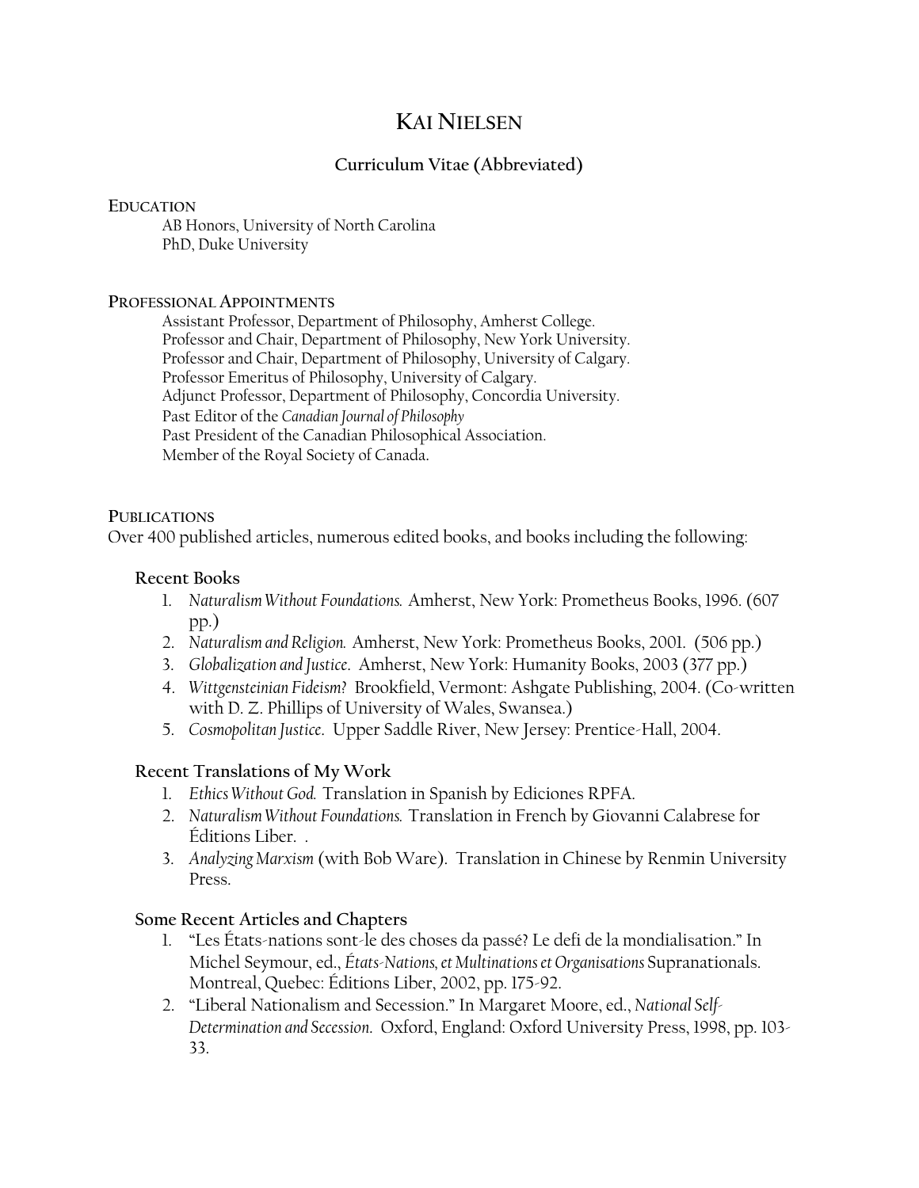# KAI NIELSEN

## Curriculum Vitae (Abbreviated)

### EDUCATION

AB Honors, University of North Carolina
PhD, Duke University

### PROFESSIONAL APPOINTMENTS

Assistant Professor, Department of Philosophy, Amherst College.
Professor and Chair, Department of Philosophy, New York University.
Professor and Chair, Department of Philosophy, University of Calgary.
Professor Emeritus of Philosophy, University of Calgary.
Adjunct Professor, Department of Philosophy, Concordia University.
Past Editor of the *Canadian Journal of Philosophy*
Past President of the Canadian Philosophical Association.
Member of the Royal Society of Canada.

### PUBLICATIONS

Over 400 published articles, numerous edited books, and books including the following:

#### Recent Books

1. *Naturalism Without Foundations.* Amherst, New York: Prometheus Books, 1996. (607 pp.)
2. *Naturalism and Religion.* Amherst, New York: Prometheus Books, 2001. (506 pp.)
3. *Globalization and Justice*. Amherst, New York: Humanity Books, 2003 (377 pp.)
4. *Wittgensteinian Fideism?* Brookfield, Vermont: Ashgate Publishing, 2004. (Co-written with D. Z. Phillips of University of Wales, Swansea.)
5. *Cosmopolitan Justice*. Upper Saddle River, New Jersey: Prentice-Hall, 2004.

#### Recent Translations of My Work

1. *Ethics Without God.* Translation in Spanish by Ediciones RPFA.
2. *Naturalism Without Foundations.* Translation in French by Giovanni Calabrese for Éditions Liber. .
3. *Analyzing Marxism* (with Bob Ware). Translation in Chinese by Renmin University Press.

#### Some Recent Articles and Chapters

1. "Les États-nations sont-le des choses da passé? Le defi de la mondialisation." In Michel Seymour, ed., *États-Nations, et Multinations et Organisations* Supranationals. Montreal, Quebec: Éditions Liber, 2002, pp. 175-92.
2. "Liberal Nationalism and Secession." In Margaret Moore, ed., *National Self-Determination and Secession*. Oxford, England: Oxford University Press, 1998, pp. 103-33.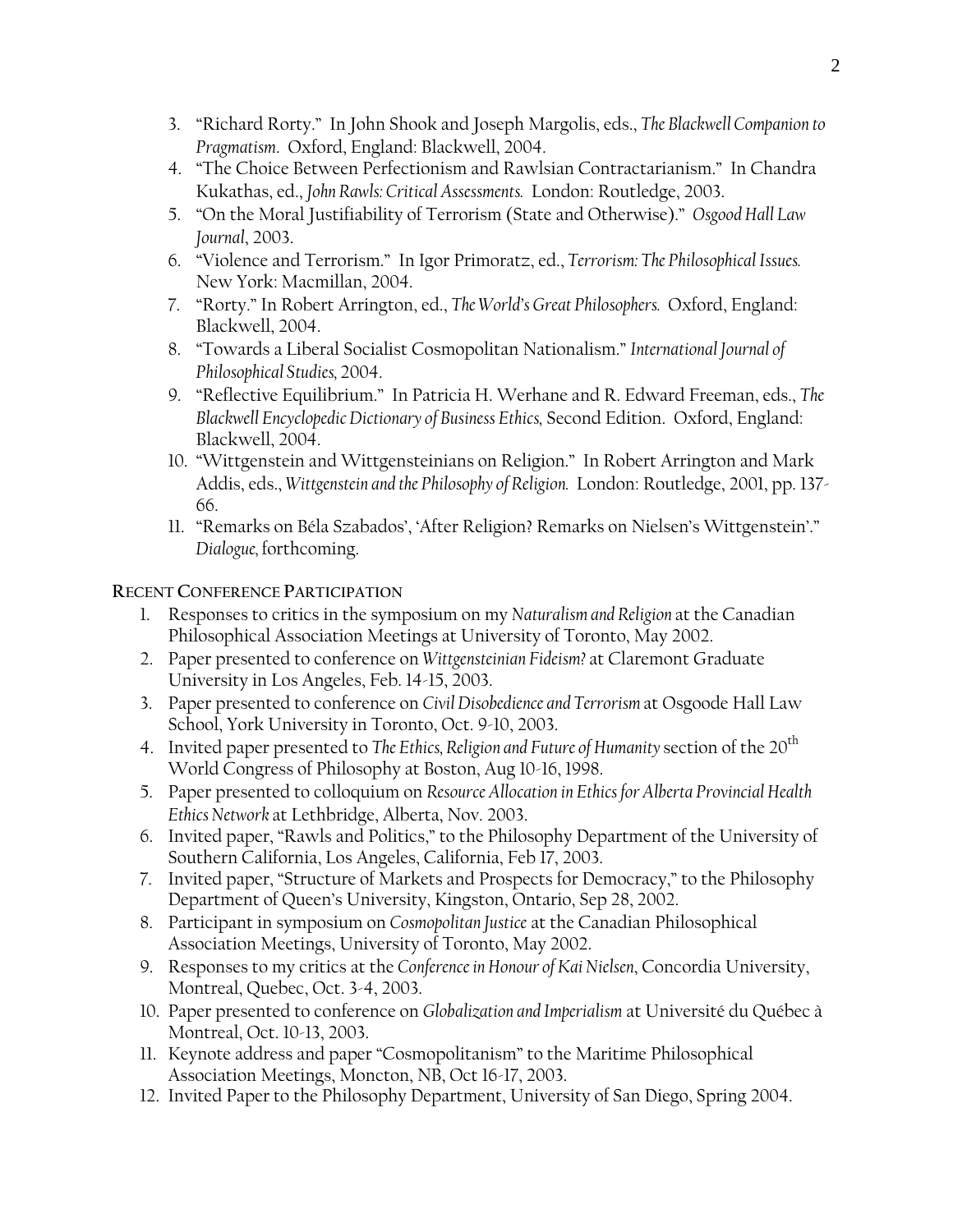3. "Richard Rorty." In John Shook and Joseph Margolis, eds., *The Blackwell Companion to Pragmatism*. Oxford, England: Blackwell, 2004.
4. "The Choice Between Perfectionism and Rawlsian Contractarianism." In Chandra Kukathas, ed., *John Rawls: Critical Assessments.* London: Routledge, 2003.
5. "On the Moral Justifiability of Terrorism (State and Otherwise)." *Osgood Hall Law Journal*, 2003.
6. "Violence and Terrorism." In Igor Primoratz, ed., *Terrorism: The Philosophical Issues.* New York: Macmillan, 2004.
7. "Rorty." In Robert Arrington, ed., *The World's Great Philosophers.* Oxford, England: Blackwell, 2004.
8. "Towards a Liberal Socialist Cosmopolitan Nationalism." *International Journal of Philosophical Studies,* 2004.
9. "Reflective Equilibrium." In Patricia H. Werhane and R. Edward Freeman, eds., *The Blackwell Encyclopedic Dictionary of Business Ethics,* Second Edition. Oxford, England: Blackwell, 2004.
10. "Wittgenstein and Wittgensteinians on Religion." In Robert Arrington and Mark Addis, eds., *Wittgenstein and the Philosophy of Religion.* London: Routledge, 2001, pp. 137-66.
11. "Remarks on Béla Szabados', 'After Religion? Remarks on Nielsen's Wittgenstein'." *Dialogue,* forthcoming.

**RECENT CONFERENCE PARTICIPATION**

1. Responses to critics in the symposium on my *Naturalism and Religion* at the Canadian Philosophical Association Meetings at University of Toronto, May 2002.
2. Paper presented to conference on *Wittgensteinian Fideism?* at Claremont Graduate University in Los Angeles, Feb. 14-15, 2003.
3. Paper presented to conference on *Civil Disobedience and Terrorism* at Osgoode Hall Law School, York University in Toronto, Oct. 9-10, 2003.
4. Invited paper presented to *The Ethics, Religion and Future of Humanity* section of the 20th World Congress of Philosophy at Boston, Aug 10-16, 1998.
5. Paper presented to colloquium on *Resource Allocation in Ethics for Alberta Provincial Health Ethics Network* at Lethbridge, Alberta, Nov. 2003.
6. Invited paper, "Rawls and Politics," to the Philosophy Department of the University of Southern California, Los Angeles, California, Feb 17, 2003.
7. Invited paper, "Structure of Markets and Prospects for Democracy," to the Philosophy Department of Queen's University, Kingston, Ontario, Sep 28, 2002.
8. Participant in symposium on *Cosmopolitan Justice* at the Canadian Philosophical Association Meetings, University of Toronto, May 2002.
9. Responses to my critics at the *Conference in Honour of Kai Nielsen*, Concordia University, Montreal, Quebec, Oct. 3-4, 2003.
10. Paper presented to conference on *Globalization and Imperialism* at Université du Québec à Montreal, Oct. 10-13, 2003.
11. Keynote address and paper "Cosmopolitanism" to the Maritime Philosophical Association Meetings, Moncton, NB, Oct 16-17, 2003.
12. Invited Paper to the Philosophy Department, University of San Diego, Spring 2004.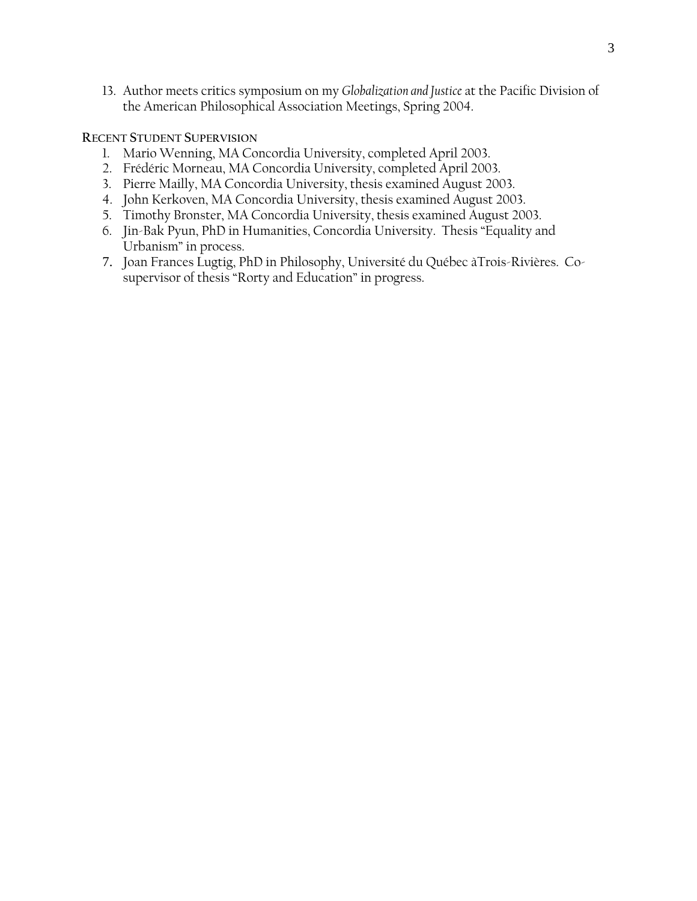13. Author meets critics symposium on my *Globalization and Justice* at the Pacific Division of the American Philosophical Association Meetings, Spring 2004.

**RECENT STUDENT SUPERVISION**

1. Mario Wenning, MA Concordia University, completed April 2003.
2. Frédéric Morneau, MA Concordia University, completed April 2003.
3. Pierre Mailly, MA Concordia University, thesis examined August 2003.
4. John Kerkoven, MA Concordia University, thesis examined August 2003.
5. Timothy Bronster, MA Concordia University, thesis examined August 2003.
6. Jin-Bak Pyun, PhD in Humanities, Concordia University. Thesis "Equality and Urbanism" in process.
7. Joan Frances Lugtig, PhD in Philosophy, Université du Québec àTrois-Rivières. Co-supervisor of thesis "Rorty and Education" in progress.